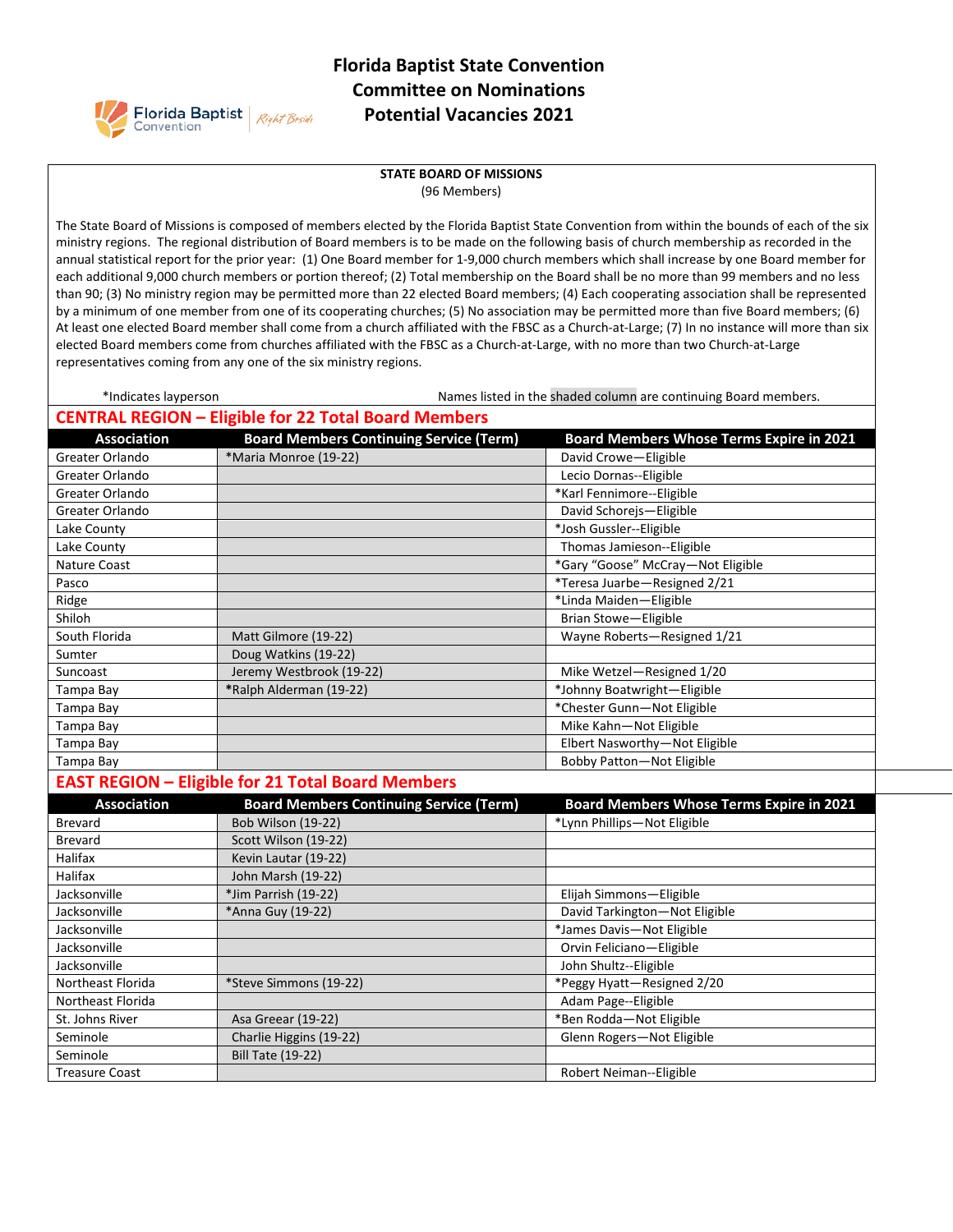# Florida Baptist State Convention
# Committee on Nominations
# Potential Vacancies 2021

## STATE BOARD OF MISSIONS

(96 Members)

The State Board of Missions is composed of members elected by the Florida Baptist State Convention from within the bounds of each of the six ministry regions. The regional distribution of Board members is to be made on the following basis of church membership as recorded in the annual statistical report for the prior year: (1) One Board member for 1-9,000 church members which shall increase by one Board member for each additional 9,000 church members or portion thereof; (2) Total membership on the Board shall be no more than 99 members and no less than 90; (3) No ministry region may be permitted more than 22 elected Board members; (4) Each cooperating association shall be represented by a minimum of one member from one of its cooperating churches; (5) No association may be permitted more than five Board members; (6) At least one elected Board member shall come from a church affiliated with the FBSC as a Church-at-Large; (7) In no instance will more than six elected Board members come from churches affiliated with the FBSC as a Church-at-Large, with no more than two Church-at-Large representatives coming from any one of the six ministry regions.

*Indicates layperson — Names listed in the shaded column are continuing Board members.

### CENTRAL REGION – Eligible for 22 Total Board Members

| Association | Board Members Continuing Service (Term) | Board Members Whose Terms Expire in 2021 |
|---|---|---|
| Greater Orlando | *Maria Monroe (19-22) | David Crowe—Eligible |
| Greater Orlando | | Lecio Dornas--Eligible |
| Greater Orlando | | *Karl Fennimore--Eligible |
| Greater Orlando | | David Schorejs—Eligible |
| Lake County | | *Josh Gussler--Eligible |
| Lake County | | Thomas Jamieson--Eligible |
| Nature Coast | | *Gary "Goose" McCray—Not Eligible |
| Pasco | | *Teresa Juarbe—Resigned 2/21 |
| Ridge | | *Linda Maiden—Eligible |
| Shiloh | | Brian Stowe—Eligible |
| South Florida | Matt Gilmore (19-22) | Wayne Roberts—Resigned 1/21 |
| Sumter | Doug Watkins (19-22) | |
| Suncoast | Jeremy Westbrook (19-22) | Mike Wetzel—Resigned 1/20 |
| Tampa Bay | *Ralph Alderman (19-22) | *Johnny Boatwright—Eligible |
| Tampa Bay | | *Chester Gunn—Not Eligible |
| Tampa Bay | | Mike Kahn—Not Eligible |
| Tampa Bay | | Elbert Nasworthy—Not Eligible |
| Tampa Bay | | Bobby Patton—Not Eligible |

### EAST REGION – Eligible for 21 Total Board Members

| Association | Board Members Continuing Service (Term) | Board Members Whose Terms Expire in 2021 |
|---|---|---|
| Brevard | Bob Wilson (19-22) | *Lynn Phillips—Not Eligible |
| Brevard | Scott Wilson (19-22) | |
| Halifax | Kevin Lautar (19-22) | |
| Halifax | John Marsh (19-22) | |
| Jacksonville | *Jim Parrish (19-22) | Elijah Simmons—Eligible |
| Jacksonville | *Anna Guy (19-22) | David Tarkington—Not Eligible |
| Jacksonville | | *James Davis—Not Eligible |
| Jacksonville | | Orvin Feliciano—Eligible |
| Jacksonville | | John Shultz--Eligible |
| Northeast Florida | *Steve Simmons (19-22) | *Peggy Hyatt—Resigned 2/20 |
| Northeast Florida | | Adam Page--Eligible |
| St. Johns River | Asa Greear (19-22) | *Ben Rodda—Not Eligible |
| Seminole | Charlie Higgins (19-22) | Glenn Rogers—Not Eligible |
| Seminole | Bill Tate (19-22) | |
| Treasure Coast | | Robert Neiman--Eligible |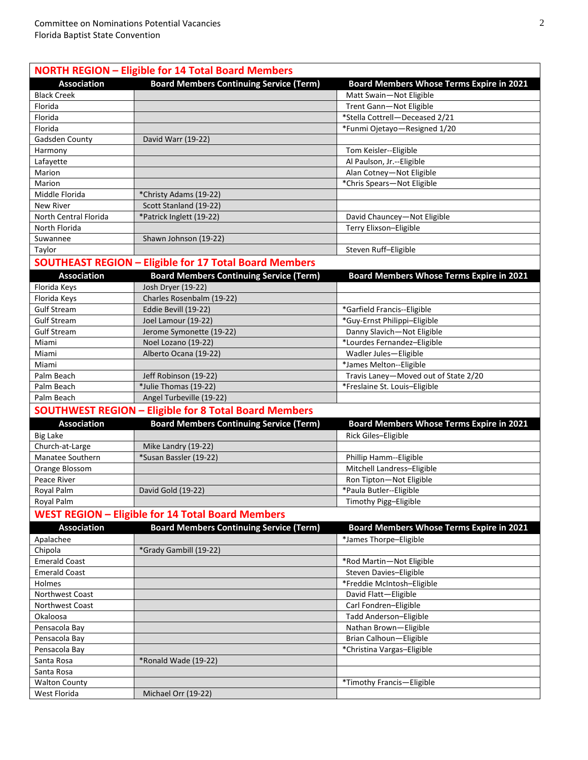## NORTH REGION – Eligible for 14 Total Board Members

| Association | Board Members Continuing Service (Term) | Board Members Whose Terms Expire in 2021 |
|---|---|---|
| Black Creek | | Matt Swain—Not Eligible |
| Florida | | Trent Gann—Not Eligible |
| Florida | | *Stella Cottrell—Deceased 2/21 |
| Florida | | *Funmi Ojetayo—Resigned 1/20 |
| Gadsden County | David Warr (19-22) | |
| Harmony | | Tom Keisler--Eligible |
| Lafayette | | Al Paulson, Jr.--Eligible |
| Marion | | Alan Cotney—Not Eligible |
| Marion | | *Chris Spears—Not Eligible |
| Middle Florida | *Christy Adams (19-22) | |
| New River | Scott Standland (19-22) | |
| North Central Florida | *Patrick Inglett (19-22) | David Chauncey—Not Eligible |
| North Florida | | Terry Elixson–Eligible |
| Suwannee | Shawn Johnson (19-22) | |
| Taylor | | Steven Ruff–Eligible |

## SOUTHEAST REGION – Eligible for 17 Total Board Members

| Association | Board Members Continuing Service (Term) | Board Members Whose Terms Expire in 2021 |
|---|---|---|
| Florida Keys | Josh Dryer (19-22) | |
| Florida Keys | Charles Rosenbalm (19-22) | |
| Gulf Stream | Eddie Bevill (19-22) | *Garfield Francis--Eligible |
| Gulf Stream | Joel Lamour (19-22) | *Guy-Ernst Philippi–Eligible |
| Gulf Stream | Jerome Symonette (19-22) | Danny Slavich—Not Eligible |
| Miami | Noel Lozano (19-22) | *Lourdes Fernandez–Eligible |
| Miami | Alberto Ocana (19-22) | Wadler Jules—Eligible |
| Miami | | *James Melton--Eligible |
| Palm Beach | Jeff Robinson (19-22) | Travis Laney—Moved out of State 2/20 |
| Palm Beach | *Julie Thomas (19-22) | *Freslaine St. Louis–Eligible |
| Palm Beach | Angel Turbeville (19-22) | |

## SOUTHWEST REGION – Eligible for 8 Total Board Members

| Association | Board Members Continuing Service (Term) | Board Members Whose Terms Expire in 2021 |
|---|---|---|
| Big Lake | | Rick Giles–Eligible |
| Church-at-Large | Mike Landry (19-22) | |
| Manatee Southern | *Susan Bassler (19-22) | Phillip Hamm--Eligible |
| Orange Blossom | | Mitchell Landress–Eligible |
| Peace River | | Ron Tipton—Not Eligible |
| Royal Palm | David Gold (19-22) | *Paula Butler--Eligible |
| Royal Palm | | Timothy Pigg–Eligible |

## WEST REGION – Eligible for 14 Total Board Members

| Association | Board Members Continuing Service (Term) | Board Members Whose Terms Expire in 2021 |
|---|---|---|
| Apalachee | | *James Thorpe–Eligible |
| Chipola | *Grady Gambill (19-22) | |
| Emerald Coast | | *Rod Martin—Not Eligible |
| Emerald Coast | | Steven Davies–Eligible |
| Holmes | | *Freddie McIntosh–Eligible |
| Northwest Coast | | David Flatt—Eligible |
| Northwest Coast | | Carl Fondren–Eligible |
| Okaloosa | | Tadd Anderson–Eligible |
| Pensacola Bay | | Nathan Brown—Eligible |
| Pensacola Bay | | Brian Calhoun—Eligible |
| Pensacola Bay | | *Christina Vargas–Eligible |
| Santa Rosa | *Ronald Wade (19-22) | |
| Santa Rosa | | |
| Walton County | | *Timothy Francis—Eligible |
| West Florida | Michael Orr (19-22) | |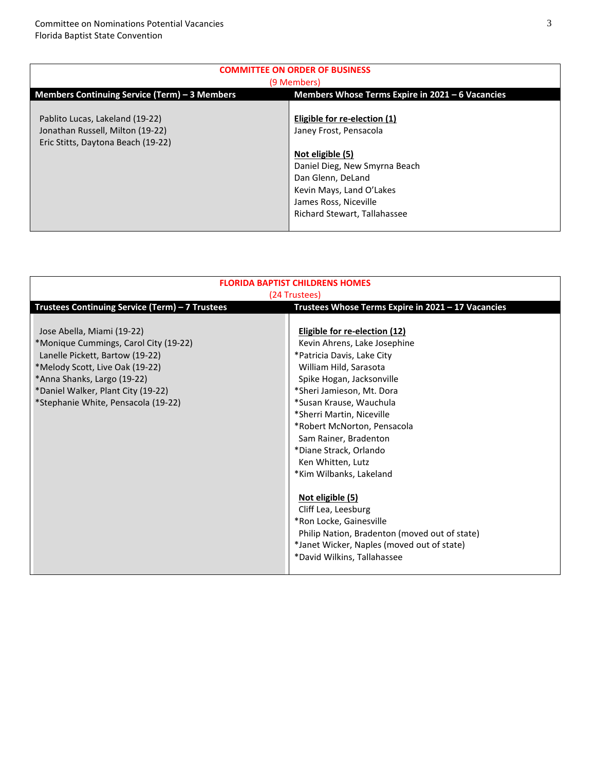## COMMITTEE ON ORDER OF BUSINESS
(9 Members)

| Members Continuing Service (Term) – 3 Members | Members Whose Terms Expire in 2021 – 6 Vacancies |
|---|---|
| Pablito Lucas, Lakeland (19-22)<br>Jonathan Russell, Milton (19-22)<br>Eric Stitts, Daytona Beach (19-22) | **Eligible for re-election (1)**<br>Janey Frost, Pensacola<br><br>**Not eligible (5)**<br>Daniel Dieg, New Smyrna Beach<br>Dan Glenn, DeLand<br>Kevin Mays, Land O'Lakes<br>James Ross, Niceville<br>Richard Stewart, Tallahassee |

## FLORIDA BAPTIST CHILDRENS HOMES
(24 Trustees)

| Trustees Continuing Service (Term) – 7 Trustees | Trustees Whose Terms Expire in 2021 – 17 Vacancies |
|---|---|
| Jose Abella, Miami (19-22)<br>*Monique Cummings, Carol City (19-22)<br>Lanelle Pickett, Bartow (19-22)<br>*Melody Scott, Live Oak (19-22)<br>*Anna Shanks, Largo (19-22)<br>*Daniel Walker, Plant City (19-22)<br>*Stephanie White, Pensacola (19-22) | **Eligible for re-election (12)**<br>Kevin Ahrens, Lake Josephine<br>*Patricia Davis, Lake City<br>William Hild, Sarasota<br>Spike Hogan, Jacksonville<br>*Sheri Jamieson, Mt. Dora<br>*Susan Krause, Wauchula<br>*Sherri Martin, Niceville<br>*Robert McNorton, Pensacola<br>Sam Rainer, Bradenton<br>*Diane Strack, Orlando<br>Ken Whitten, Lutz<br>*Kim Wilbanks, Lakeland<br><br>**Not eligible (5)**<br>Cliff Lea, Leesburg<br>*Ron Locke, Gainesville<br>Philip Nation, Bradenton (moved out of state)<br>*Janet Wicker, Naples (moved out of state)<br>*David Wilkins, Tallahassee |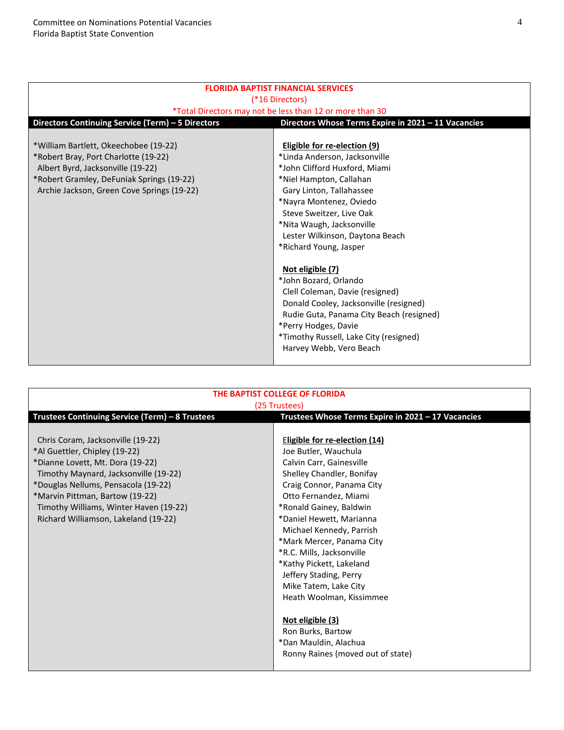## FLORIDA BAPTIST FINANCIAL SERVICES

(*16 Directors)

*Total Directors may not be less than 12 or more than 30

| Directors Continuing Service (Term) – 5 Directors | Directors Whose Terms Expire in 2021 – 11 Vacancies |
|---|---|
| *William Bartlett, Okeechobee (19-22)<br>*Robert Bray, Port Charlotte (19-22)<br>Albert Byrd, Jacksonville (19-22)<br>*Robert Gramley, DeFuniak Springs (19-22)<br>Archie Jackson, Green Cove Springs (19-22) | **Eligible for re-election (9)**<br>*Linda Anderson, Jacksonville<br>*John Clifford Huxford, Miami<br>*Niel Hampton, Callahan<br>Gary Linton, Tallahassee<br>*Nayra Montenez, Oviedo<br>Steve Sweitzer, Live Oak<br>*Nita Waugh, Jacksonville<br>Lester Wilkinson, Daytona Beach<br>*Richard Young, Jasper<br><br>**Not eligible (7)**<br>*John Bozard, Orlando<br>Clell Coleman, Davie (resigned)<br>Donald Cooley, Jacksonville (resigned)<br>Rudie Guta, Panama City Beach (resigned)<br>*Perry Hodges, Davie<br>*Timothy Russell, Lake City (resigned)<br>Harvey Webb, Vero Beach |

## THE BAPTIST COLLEGE OF FLORIDA

(25 Trustees)

| Trustees Continuing Service (Term) – 8 Trustees | Trustees Whose Terms Expire in 2021 – 17 Vacancies |
|---|---|
| Chris Coram, Jacksonville (19-22)<br>*Al Guettler, Chipley (19-22)<br>*Dianne Lovett, Mt. Dora (19-22)<br>Timothy Maynard, Jacksonville (19-22)<br>*Douglas Nellums, Pensacola (19-22)<br>*Marvin Pittman, Bartow (19-22)<br>Timothy Williams, Winter Haven (19-22)<br>Richard Williamson, Lakeland (19-22) | **Eligible for re-election (14)**<br>Joe Butler, Wauchula<br>Calvin Carr, Gainesville<br>Shelley Chandler, Bonifay<br>Craig Connor, Panama City<br>Otto Fernandez, Miami<br>*Ronald Gainey, Baldwin<br>*Daniel Hewett, Marianna<br>Michael Kennedy, Parrish<br>*Mark Mercer, Panama City<br>*R.C. Mills, Jacksonville<br>*Kathy Pickett, Lakeland<br>Jeffery Stading, Perry<br>Mike Tatem, Lake City<br>Heath Woolman, Kissimmee<br><br>**Not eligible (3)**<br>Ron Burks, Bartow<br>*Dan Mauldin, Alachua<br>Ronny Raines (moved out of state) |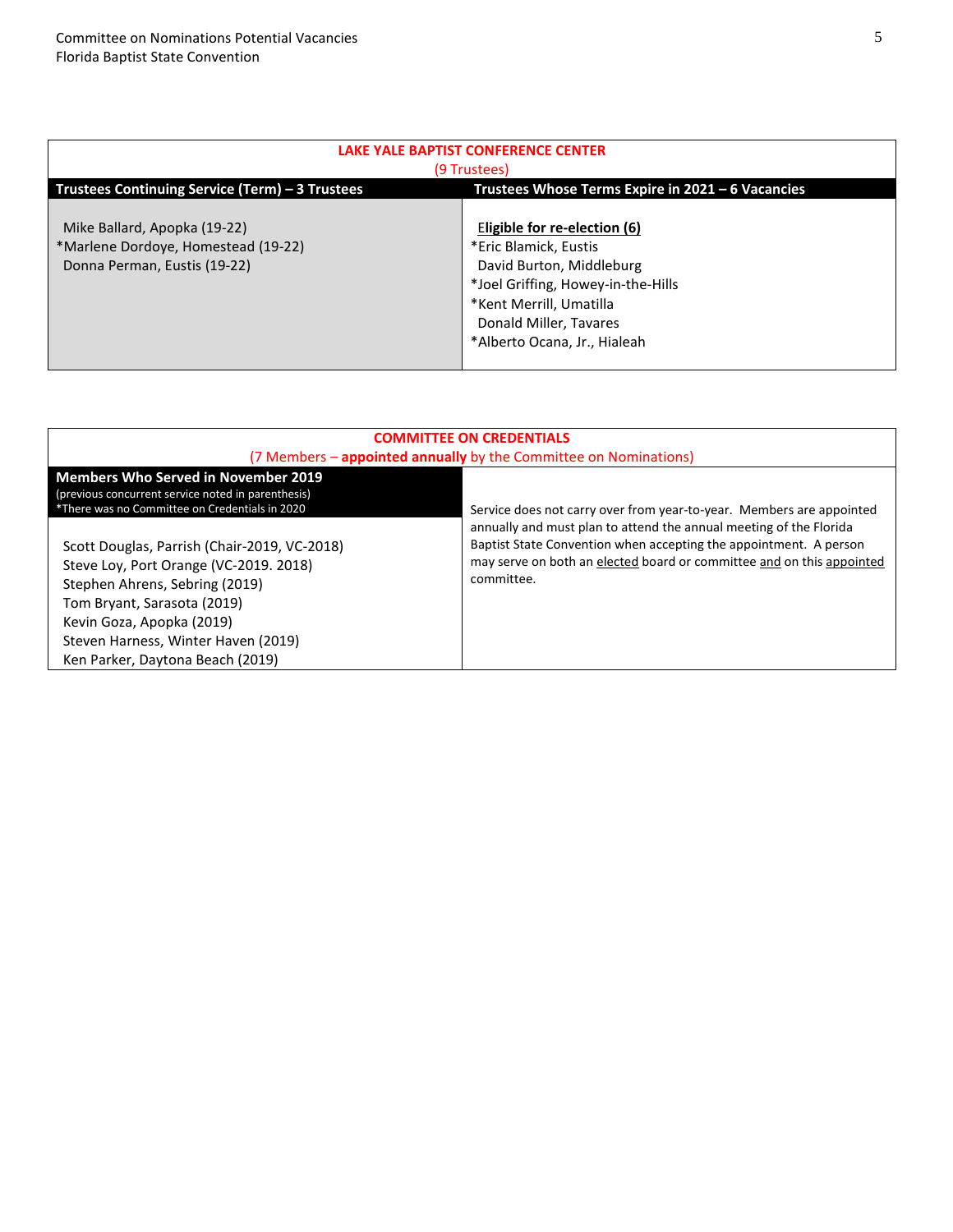## LAKE YALE BAPTIST CONFERENCE CENTER

(9 Trustees)

| Trustees Continuing Service (Term) – 3 Trustees | Trustees Whose Terms Expire in 2021 – 6 Vacancies |
|---|---|
| Mike Ballard, Apopka (19-22)<br>*Marlene Dordoye, Homestead (19-22)<br>Donna Perman, Eustis (19-22) | **Eligible for re-election (6)**<br>*Eric Blamick, Eustis<br>David Burton, Middleburg<br>*Joel Griffing, Howey-in-the-Hills<br>*Kent Merrill, Umatilla<br>Donald Miller, Tavares<br>*Alberto Ocana, Jr., Hialeah |

## COMMITTEE ON CREDENTIALS

(7 Members – **appointed annually** by the Committee on Nominations)

| Members Who Served in November 2019 (previous concurrent service noted in parenthesis) *There was no Committee on Credentials in 2020 | |
|---|---|
| Scott Douglas, Parrish (Chair-2019, VC-2018)<br>Steve Loy, Port Orange (VC-2019. 2018)<br>Stephen Ahrens, Sebring (2019)<br>Tom Bryant, Sarasota (2019)<br>Kevin Goza, Apopka (2019)<br>Steven Harness, Winter Haven (2019)<br>Ken Parker, Daytona Beach (2019) | Service does not carry over from year-to-year. Members are appointed annually and must plan to attend the annual meeting of the Florida Baptist State Convention when accepting the appointment. A person may serve on both an elected board or committee and on this appointed committee. |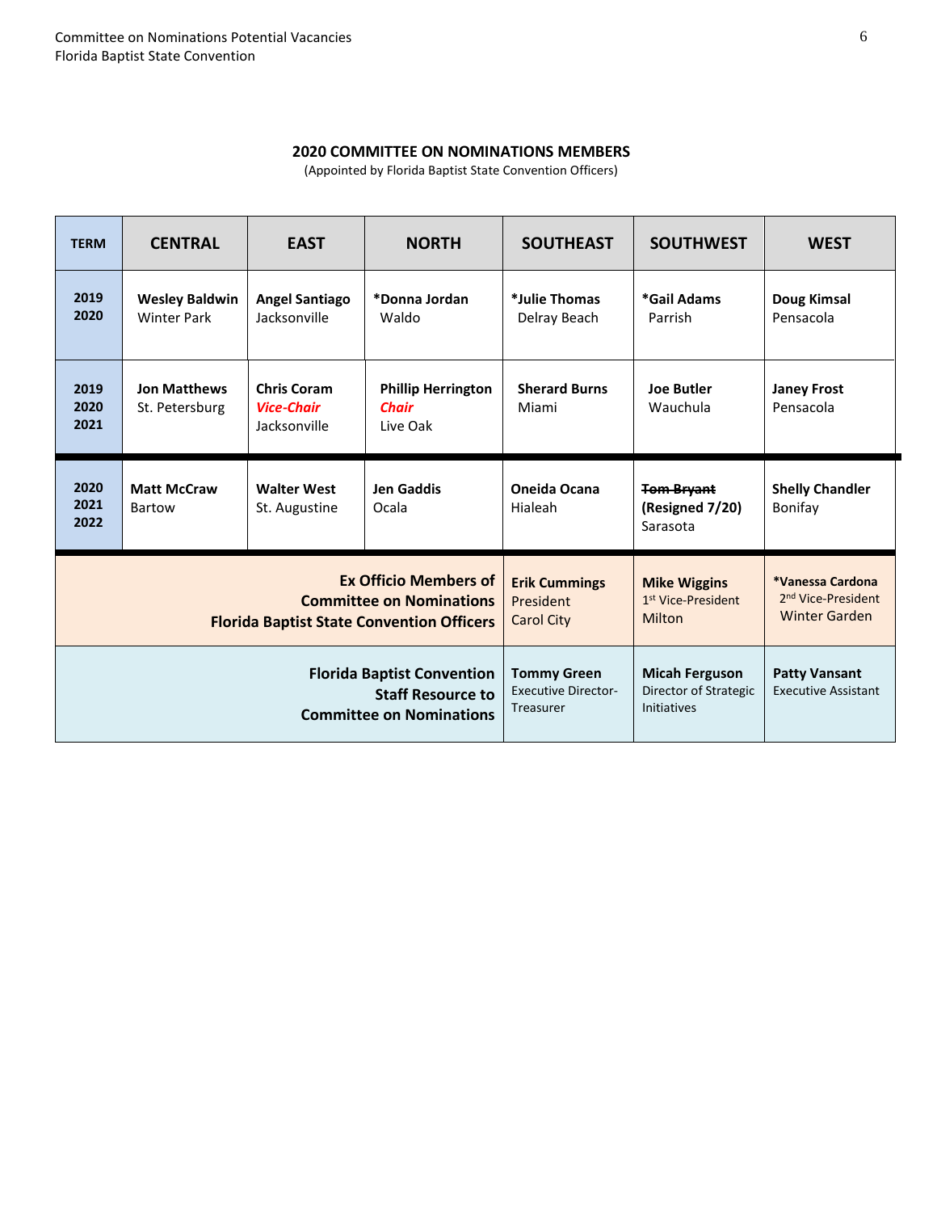## 2020 COMMITTEE ON NOMINATIONS MEMBERS

(Appointed by Florida Baptist State Convention Officers)

| TERM | CENTRAL | EAST | NORTH | SOUTHEAST | SOUTHWEST | WEST |
|---|---|---|---|---|---|---|
| 2019 2020 | **Wesley Baldwin** Winter Park | **Angel Santiago** Jacksonville | ***Donna Jordan** Waldo | ***Julie Thomas** Delray Beach | ***Gail Adams** Parrish | **Doug Kimsal** Pensacola |
| 2019 2020 2021 | **Jon Matthews** St. Petersburg | **Chris Coram** ***Vice-Chair*** Jacksonville | **Phillip Herrington** ***Chair*** Live Oak | **Sherard Burns** Miami | **Joe Butler** Wauchula | **Janey Frost** Pensacola |
| 2020 2021 2022 | **Matt McCraw** Bartow | **Walter West** St. Augustine | **Jen Gaddis** Ocala | **Oneida Ocana** Hialeah | **~~Tom Bryant~~ (Resigned 7/20)** Sarasota | **Shelly Chandler** Bonifay |
| **Ex Officio Members of Committee on Nominations Florida Baptist State Convention Officers** | | | | **Erik Cummings** President Carol City | **Mike Wiggins** 1st Vice-President Milton | ***Vanessa Cardona** 2nd Vice-President Winter Garden |
| **Florida Baptist Convention Staff Resource to Committee on Nominations** | | | | **Tommy Green** Executive Director-Treasurer | **Micah Ferguson** Director of Strategic Initiatives | **Patty Vansant** Executive Assistant |